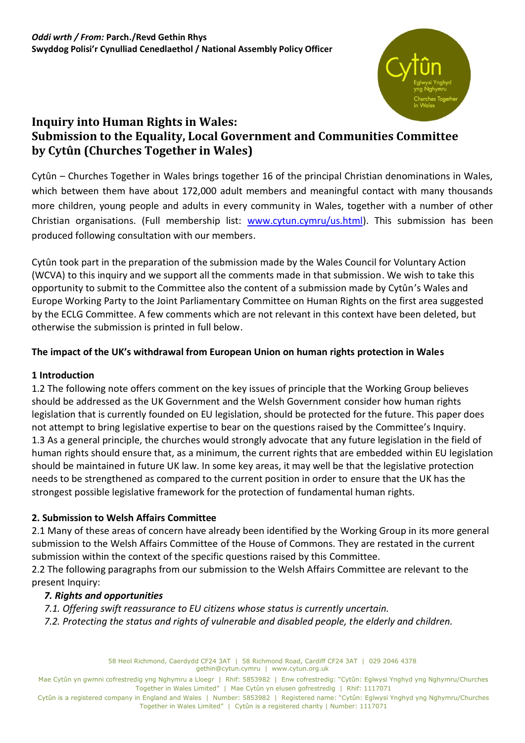***Oddi wrth / From:*** **Parch./Revd Gethin Rhys**
**Swyddog Polisi'r Cynulliad Cenedlaethol / National Assembly Policy Officer**

# Inquiry into Human Rights in Wales: Submission to the Equality, Local Government and Communities Committee by Cytûn (Churches Together in Wales)

Cytûn – Churches Together in Wales brings together 16 of the principal Christian denominations in Wales, which between them have about 172,000 adult members and meaningful contact with many thousands more children, young people and adults in every community in Wales, together with a number of other Christian organisations. (Full membership list: [www.cytun.cymru/us.html](www.cytun.cymru/us.html)). This submission has been produced following consultation with our members.

Cytûn took part in the preparation of the submission made by the Wales Council for Voluntary Action (WCVA) to this inquiry and we support all the comments made in that submission. We wish to take this opportunity to submit to the Committee also the content of a submission made by Cytûn's Wales and Europe Working Party to the Joint Parliamentary Committee on Human Rights on the first area suggested by the ECLG Committee. A few comments which are not relevant in this context have been deleted, but otherwise the submission is printed in full below.

**The impact of the UK's withdrawal from European Union on human rights protection in Wales**

**1 Introduction**

1.2 The following note offers comment on the key issues of principle that the Working Group believes should be addressed as the UK Government and the Welsh Government consider how human rights legislation that is currently founded on EU legislation, should be protected for the future. This paper does not attempt to bring legislative expertise to bear on the questions raised by the Committee's Inquiry.

1.3 As a general principle, the churches would strongly advocate that any future legislation in the field of human rights should ensure that, as a minimum, the current rights that are embedded within EU legislation should be maintained in future UK law. In some key areas, it may well be that the legislative protection needs to be strengthened as compared to the current position in order to ensure that the UK has the strongest possible legislative framework for the protection of fundamental human rights.

**2. Submission to Welsh Affairs Committee**

2.1 Many of these areas of concern have already been identified by the Working Group in its more general submission to the Welsh Affairs Committee of the House of Commons. They are restated in the current submission within the context of the specific questions raised by this Committee.

2.2 The following paragraphs from our submission to the Welsh Affairs Committee are relevant to the present Inquiry:

> ***7. Rights and opportunities***
>
> *7.1. Offering swift reassurance to EU citizens whose status is currently uncertain.*
>
> *7.2. Protecting the status and rights of vulnerable and disabled people, the elderly and children.*

58 Heol Richmond, Caerdydd CF24 3AT | 58 Richmond Road, Cardiff CF24 3AT | 029 2046 4378
gethin@cytun.cymru | www.cytun.org.uk

Mae Cytûn yn gwmni cofrestredig yng Nghymru a Lloegr | Rhif: 5853982 | Enw cofrestredig: "Cytûn: Eglwysi Ynghyd yng Nghymru/Churches Together in Wales Limited" | Mae Cytûn yn elusen gofrestredig | Rhif: 1117071

Cytûn is a registered company in England and Wales | Number: 5853982 | Registered name: "Cytûn: Eglwysi Ynghyd yng Nghymru/Churches Together in Wales Limited" | Cytûn is a registered charity | Number: 1117071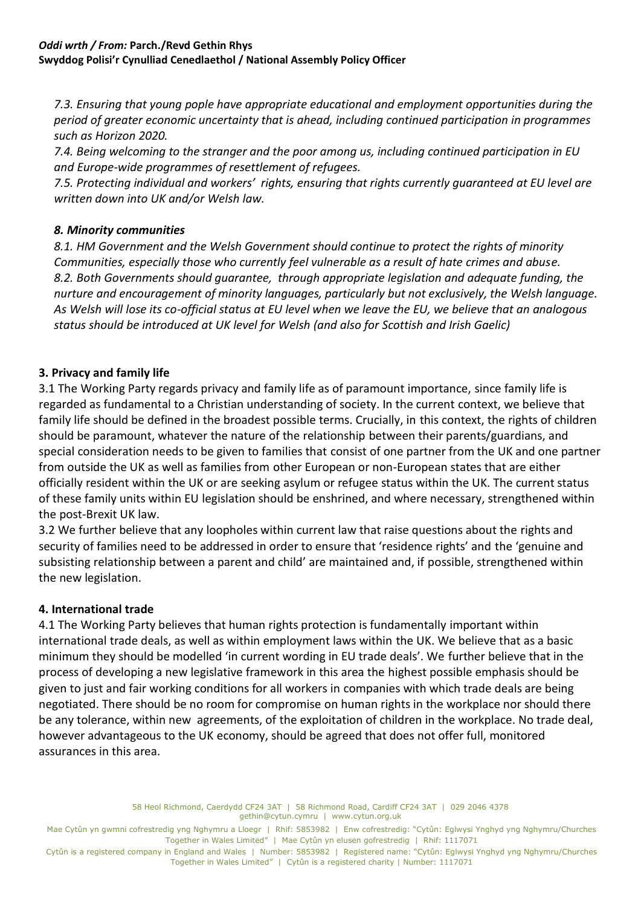**Oddi wrth / From: Parch./Revd Gethin Rhys**
**Swyddog Polisi'r Cynulliad Cenedlaethol / National Assembly Policy Officer**

*7.3. Ensuring that young pople have appropriate educational and employment opportunities during the period of greater economic uncertainty that is ahead, including continued participation in programmes such as Horizon 2020.*

*7.4. Being welcoming to the stranger and the poor among us, including continued participation in EU and Europe-wide programmes of resettlement of refugees.*

*7.5. Protecting individual and workers' rights, ensuring that rights currently guaranteed at EU level are written down into UK and/or Welsh law.*

***8. Minority communities***

*8.1. HM Government and the Welsh Government should continue to protect the rights of minority Communities, especially those who currently feel vulnerable as a result of hate crimes and abuse.*

*8.2. Both Governments should guarantee, through appropriate legislation and adequate funding, the nurture and encouragement of minority languages, particularly but not exclusively, the Welsh language. As Welsh will lose its co-official status at EU level when we leave the EU, we believe that an analogous status should be introduced at UK level for Welsh (and also for Scottish and Irish Gaelic)*

**3. Privacy and family life**

3.1 The Working Party regards privacy and family life as of paramount importance, since family life is regarded as fundamental to a Christian understanding of society. In the current context, we believe that family life should be defined in the broadest possible terms. Crucially, in this context, the rights of children should be paramount, whatever the nature of the relationship between their parents/guardians, and special consideration needs to be given to families that consist of one partner from the UK and one partner from outside the UK as well as families from other European or non-European states that are either officially resident within the UK or are seeking asylum or refugee status within the UK. The current status of these family units within EU legislation should be enshrined, and where necessary, strengthened within the post-Brexit UK law.

3.2 We further believe that any loopholes within current law that raise questions about the rights and security of families need to be addressed in order to ensure that 'residence rights' and the 'genuine and subsisting relationship between a parent and child' are maintained and, if possible, strengthened within the new legislation.

**4. International trade**

4.1 The Working Party believes that human rights protection is fundamentally important within international trade deals, as well as within employment laws within the UK. We believe that as a basic minimum they should be modelled 'in current wording in EU trade deals'. We further believe that in the process of developing a new legislative framework in this area the highest possible emphasis should be given to just and fair working conditions for all workers in companies with which trade deals are being negotiated. There should be no room for compromise on human rights in the workplace nor should there be any tolerance, within new agreements, of the exploitation of children in the workplace. No trade deal, however advantageous to the UK economy, should be agreed that does not offer full, monitored assurances in this area.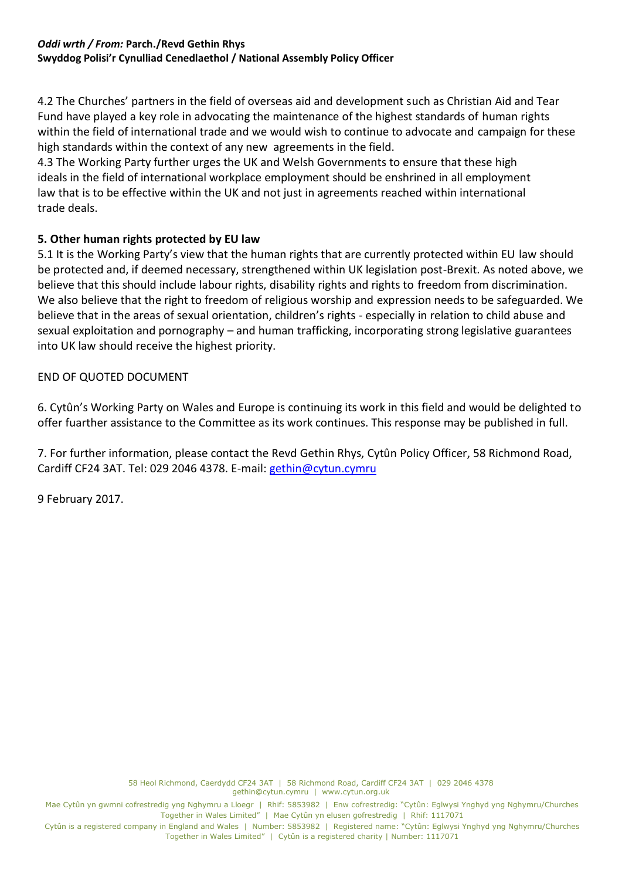*Oddi wrth / From:* **Parch./Revd Gethin Rhys**
**Swyddog Polisi'r Cynulliad Cenedlaethol / National Assembly Policy Officer**

4.2 The Churches' partners in the field of overseas aid and development such as Christian Aid and Tear Fund have played a key role in advocating the maintenance of the highest standards of human rights within the field of international trade and we would wish to continue to advocate and campaign for these high standards within the context of any new agreements in the field.

4.3 The Working Party further urges the UK and Welsh Governments to ensure that these high ideals in the field of international workplace employment should be enshrined in all employment law that is to be effective within the UK and not just in agreements reached within international trade deals.

**5. Other human rights protected by EU law**

5.1 It is the Working Party's view that the human rights that are currently protected within EU law should be protected and, if deemed necessary, strengthened within UK legislation post-Brexit. As noted above, we believe that this should include labour rights, disability rights and rights to freedom from discrimination. We also believe that the right to freedom of religious worship and expression needs to be safeguarded. We believe that in the areas of sexual orientation, children's rights - especially in relation to child abuse and sexual exploitation and pornography – and human trafficking, incorporating strong legislative guarantees into UK law should receive the highest priority.

END OF QUOTED DOCUMENT

6. Cytûn's Working Party on Wales and Europe is continuing its work in this field and would be delighted to offer fuarther assistance to the Committee as its work continues. This response may be published in full.

7. For further information, please contact the Revd Gethin Rhys, Cytûn Policy Officer, 58 Richmond Road, Cardiff CF24 3AT. Tel: 029 2046 4378. E-mail: gethin@cytun.cymru

9 February 2017.